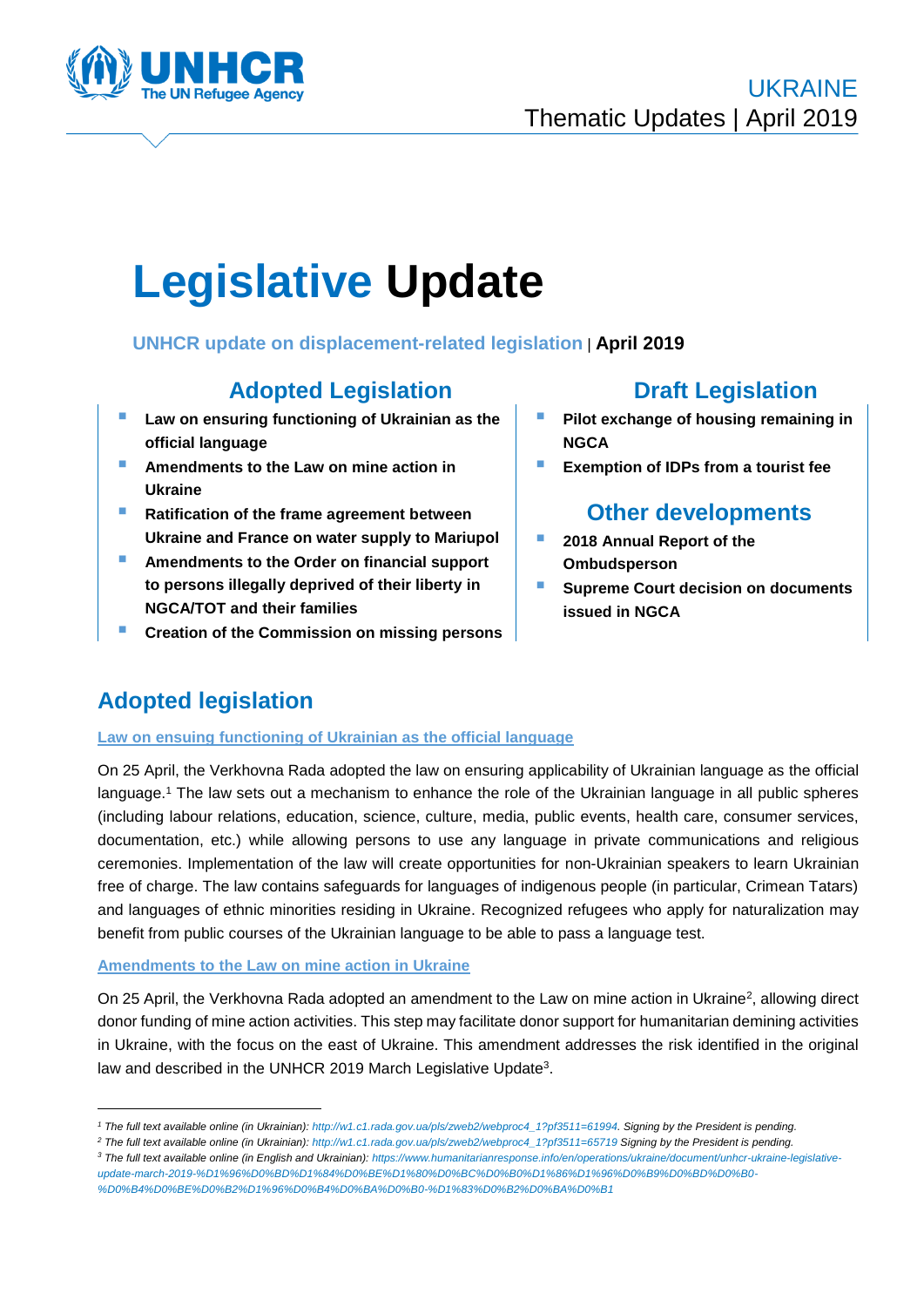UKRAINE
Thematic Updates | April 2019

# Legislative Update

**UNHCR update on displacement-related legislation** | **April 2019**

## Adopted Legislation

- **Law on ensuring functioning of Ukrainian as the official language**
- **Amendments to the Law on mine action in Ukraine**
- **Ratification of the frame agreement between Ukraine and France on water supply to Mariupol**
- **Amendments to the Order on financial support to persons illegally deprived of their liberty in NGCA/TOT and their families**
- **Creation of the Commission on missing persons**

## Draft Legislation

- **Pilot exchange of housing remaining in NGCA**
- **Exemption of IDPs from a tourist fee**

## Other developments

- **2018 Annual Report of the Ombudsperson**
- **Supreme Court decision on documents issued in NGCA**

## Adopted legislation

### Law on ensuing functioning of Ukrainian as the official language

On 25 April, the Verkhovna Rada adopted the law on ensuring applicability of Ukrainian language as the official language.[1] The law sets out a mechanism to enhance the role of the Ukrainian language in all public spheres (including labour relations, education, science, culture, media, public events, health care, consumer services, documentation, etc.) while allowing persons to use any language in private communications and religious ceremonies. Implementation of the law will create opportunities for non-Ukrainian speakers to learn Ukrainian free of charge. The law contains safeguards for languages of indigenous people (in particular, Crimean Tatars) and languages of ethnic minorities residing in Ukraine. Recognized refugees who apply for naturalization may benefit from public courses of the Ukrainian language to be able to pass a language test.

### Amendments to the Law on mine action in Ukraine

On 25 April, the Verkhovna Rada adopted an amendment to the Law on mine action in Ukraine[2], allowing direct donor funding of mine action activities. This step may facilitate donor support for humanitarian demining activities in Ukraine, with the focus on the east of Ukraine. This amendment addresses the risk identified in the original law and described in the UNHCR 2019 March Legislative Update[3].

---

[1] *The full text available online (in Ukrainian): http://w1.c1.rada.gov.ua/pls/zweb2/webproc4_1?pf3511=61994. Signing by the President is pending.*

[2] *The full text available online (in Ukrainian): http://w1.c1.rada.gov.ua/pls/zweb2/webproc4_1?pf3511=65719 Signing by the President is pending.*

[3] *The full text available online (in English and Ukrainian): https://www.humanitarianresponse.info/en/operations/ukraine/document/unhcr-ukraine-legislative-update-march-2019-%D1%96%D0%BD%D1%84%D0%BE%D1%80%D0%BC%D0%B0%D1%86%D1%96%D0%B9%D0%BD%D0%B0-%D0%B4%D0%BE%D0%B2%D1%96%D0%B4%D0%BA%D0%B0-%D1%83%D0%B2%D0%BA%D0%B1*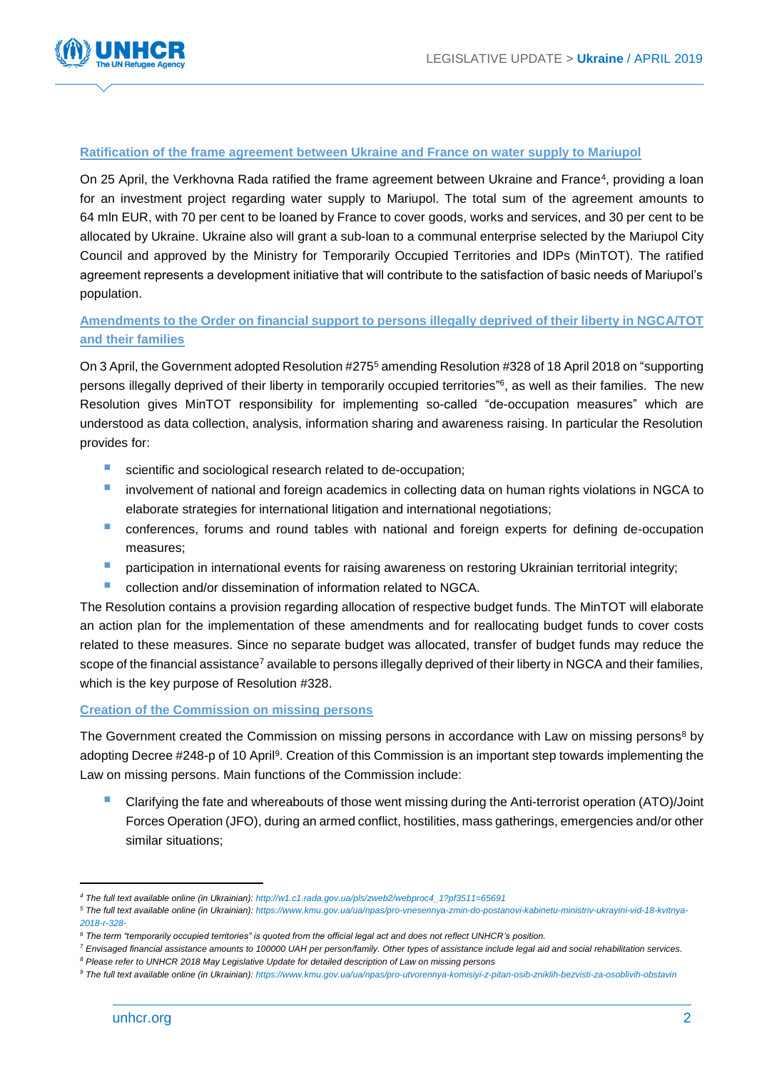### Ratification of the frame agreement between Ukraine and France on water supply to Mariupol

On 25 April, the Verkhovna Rada ratified the frame agreement between Ukraine and France[4], providing a loan for an investment project regarding water supply to Mariupol. The total sum of the agreement amounts to 64 mln EUR, with 70 per cent to be loaned by France to cover goods, works and services, and 30 per cent to be allocated by Ukraine. Ukraine also will grant a sub-loan to a communal enterprise selected by the Mariupol City Council and approved by the Ministry for Temporarily Occupied Territories and IDPs (MinTOT). The ratified agreement represents a development initiative that will contribute to the satisfaction of basic needs of Mariupol's population.

### Amendments to the Order on financial support to persons illegally deprived of their liberty in NGCA/TOT and their families

On 3 April, the Government adopted Resolution #275[5] amending Resolution #328 of 18 April 2018 on "supporting persons illegally deprived of their liberty in temporarily occupied territories"[6], as well as their families. The new Resolution gives MinTOT responsibility for implementing so-called "de-occupation measures" which are understood as data collection, analysis, information sharing and awareness raising. In particular the Resolution provides for:

- scientific and sociological research related to de-occupation;
- involvement of national and foreign academics in collecting data on human rights violations in NGCA to elaborate strategies for international litigation and international negotiations;
- conferences, forums and round tables with national and foreign experts for defining de-occupation measures;
- participation in international events for raising awareness on restoring Ukrainian territorial integrity;
- collection and/or dissemination of information related to NGCA.

The Resolution contains a provision regarding allocation of respective budget funds. The MinTOT will elaborate an action plan for the implementation of these amendments and for reallocating budget funds to cover costs related to these measures. Since no separate budget was allocated, transfer of budget funds may reduce the scope of the financial assistance[7] available to persons illegally deprived of their liberty in NGCA and their families, which is the key purpose of Resolution #328.

### Creation of the Commission on missing persons

The Government created the Commission on missing persons in accordance with Law on missing persons[8] by adopting Decree #248-p of 10 April[9]. Creation of this Commission is an important step towards implementing the Law on missing persons. Main functions of the Commission include:

- Clarifying the fate and whereabouts of those went missing during the Anti-terrorist operation (ATO)/Joint Forces Operation (JFO), during an armed conflict, hostilities, mass gatherings, emergencies and/or other similar situations;

---

*[4] The full text available online (in Ukrainian): http://w1.c1.rada.gov.ua/pls/zweb2/webproc4_1?pf3511=65691*

*[5] The full text available online (in Ukrainian): https://www.kmu.gov.ua/ua/npas/pro-vnesennya-zmin-do-postanovi-kabinetu-ministriv-ukrayini-vid-18-kvitnya-2018-r-328-*

*[6] The term "temporarily occupied territories" is quoted from the official legal act and does not reflect UNHCR's position.*

*[7] Envisaged financial assistance amounts to 100000 UAH per person/family. Other types of assistance include legal aid and social rehabilitation services.*

*[8] Please refer to UNHCR 2018 May Legislative Update for detailed description of Law on missing persons*

*[9] The full text available online (in Ukrainian): https://www.kmu.gov.ua/ua/npas/pro-utvorennya-komisiyi-z-pitan-osib-zniklih-bezvisti-za-osoblivih-obstavin*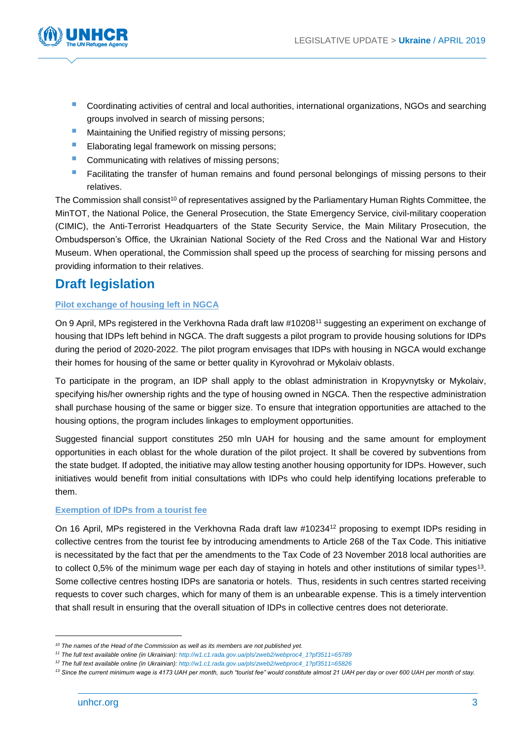- Coordinating activities of central and local authorities, international organizations, NGOs and searching groups involved in search of missing persons;
- Maintaining the Unified registry of missing persons;
- Elaborating legal framework on missing persons;
- Communicating with relatives of missing persons;
- Facilitating the transfer of human remains and found personal belongings of missing persons to their relatives.

The Commission shall consist[10] of representatives assigned by the Parliamentary Human Rights Committee, the MinTOT, the National Police, the General Prosecution, the State Emergency Service, civil-military cooperation (CIMIC), the Anti-Terrorist Headquarters of the State Security Service, the Main Military Prosecution, the Ombudsperson's Office, the Ukrainian National Society of the Red Cross and the National War and History Museum. When operational, the Commission shall speed up the process of searching for missing persons and providing information to their relatives.

## Draft legislation

### Pilot exchange of housing left in NGCA

On 9 April, MPs registered in the Verkhovna Rada draft law #10208[11] suggesting an experiment on exchange of housing that IDPs left behind in NGCA. The draft suggests a pilot program to provide housing solutions for IDPs during the period of 2020-2022. The pilot program envisages that IDPs with housing in NGCA would exchange their homes for housing of the same or better quality in Kyrovohrad or Mykolaiv oblasts.

To participate in the program, an IDP shall apply to the oblast administration in Kropyvnytsky or Mykolaiv, specifying his/her ownership rights and the type of housing owned in NGCA. Then the respective administration shall purchase housing of the same or bigger size. To ensure that integration opportunities are attached to the housing options, the program includes linkages to employment opportunities.

Suggested financial support constitutes 250 mln UAH for housing and the same amount for employment opportunities in each oblast for the whole duration of the pilot project. It shall be covered by subventions from the state budget. If adopted, the initiative may allow testing another housing opportunity for IDPs. However, such initiatives would benefit from initial consultations with IDPs who could help identifying locations preferable to them.

### Exemption of IDPs from a tourist fee

On 16 April, MPs registered in the Verkhovna Rada draft law #10234[12] proposing to exempt IDPs residing in collective centres from the tourist fee by introducing amendments to Article 268 of the Tax Code. This initiative is necessitated by the fact that per the amendments to the Tax Code of 23 November 2018 local authorities are to collect 0,5% of the minimum wage per each day of staying in hotels and other institutions of similar types[13]. Some collective centres hosting IDPs are sanatoria or hotels. Thus, residents in such centres started receiving requests to cover such charges, which for many of them is an unbearable expense. This is a timely intervention that shall result in ensuring that the overall situation of IDPs in collective centres does not deteriorate.

---

*[10] The names of the Head of the Commission as well as its members are not published yet.*

*[11] The full text available online (in Ukrainian): http://w1.c1.rada.gov.ua/pls/zweb2/webproc4_1?pf3511=65789*

*[12] The full text available online (in Ukrainian): http://w1.c1.rada.gov.ua/pls/zweb2/webproc4_1?pf3511=65826*

*[13] Since the current minimum wage is 4173 UAH per month, such "tourist fee" would constitute almost 21 UAH per day or over 600 UAH per month of stay.*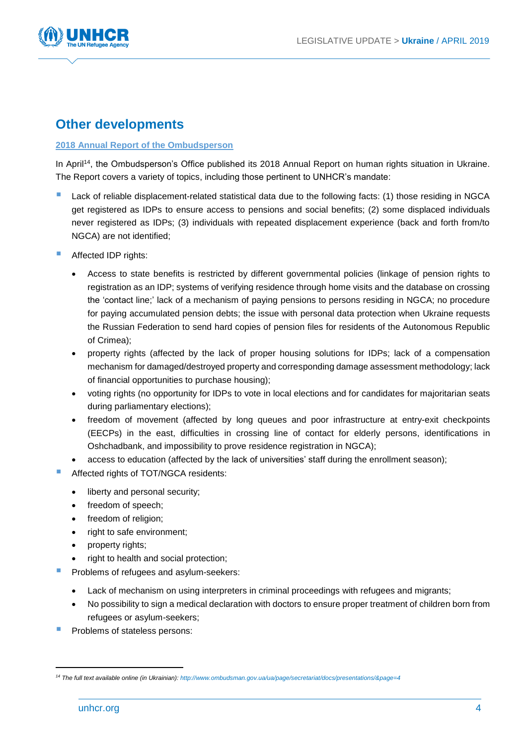## Other developments

**2018 Annual Report of the Ombudsperson**

In April[14], the Ombudsperson's Office published its 2018 Annual Report on human rights situation in Ukraine. The Report covers a variety of topics, including those pertinent to UNHCR's mandate:

- Lack of reliable displacement-related statistical data due to the following facts: (1) those residing in NGCA get registered as IDPs to ensure access to pensions and social benefits; (2) some displaced individuals never registered as IDPs; (3) individuals with repeated displacement experience (back and forth from/to NGCA) are not identified;
- Affected IDP rights:
  - Access to state benefits is restricted by different governmental policies (linkage of pension rights to registration as an IDP; systems of verifying residence through home visits and the database on crossing the 'contact line;' lack of a mechanism of paying pensions to persons residing in NGCA; no procedure for paying accumulated pension debts; the issue with personal data protection when Ukraine requests the Russian Federation to send hard copies of pension files for residents of the Autonomous Republic of Crimea);
  - property rights (affected by the lack of proper housing solutions for IDPs; lack of a compensation mechanism for damaged/destroyed property and corresponding damage assessment methodology; lack of financial opportunities to purchase housing);
  - voting rights (no opportunity for IDPs to vote in local elections and for candidates for majoritarian seats during parliamentary elections);
  - freedom of movement (affected by long queues and poor infrastructure at entry-exit checkpoints (EECPs) in the east, difficulties in crossing line of contact for elderly persons, identifications in Oshchadbank, and impossibility to prove residence registration in NGCA);
  - access to education (affected by the lack of universities' staff during the enrollment season);
- Affected rights of TOT/NGCA residents:
  - liberty and personal security;
  - freedom of speech;
  - freedom of religion;
  - right to safe environment;
  - property rights;
  - right to health and social protection;
- Problems of refugees and asylum-seekers:
  - Lack of mechanism on using interpreters in criminal proceedings with refugees and migrants;
  - No possibility to sign a medical declaration with doctors to ensure proper treatment of children born from refugees or asylum-seekers;
- Problems of stateless persons:

[14] The full text available online (in Ukrainian): http://www.ombudsman.gov.ua/ua/page/secretariat/docs/presentations/&page=4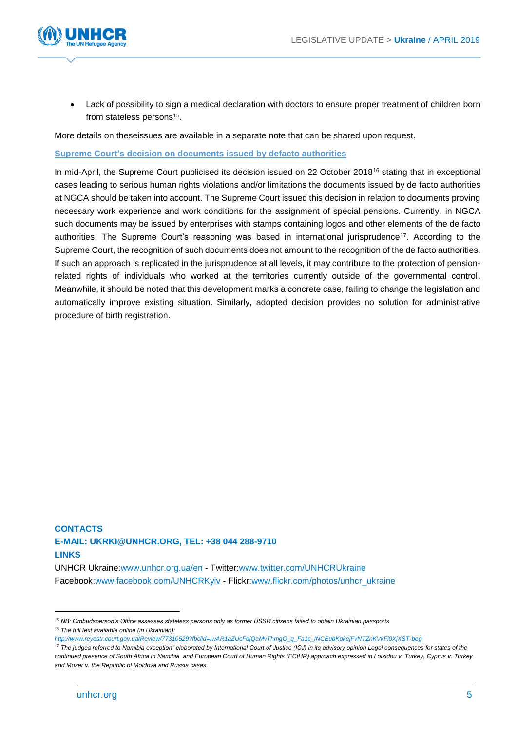- Lack of possibility to sign a medical declaration with doctors to ensure proper treatment of children born from stateless persons[15].

More details on theseissues are available in a separate note that can be shared upon request.

**Supreme Court's decision on documents issued by defacto authorities**

In mid-April, the Supreme Court publicised its decision issued on 22 October 2018[16] stating that in exceptional cases leading to serious human rights violations and/or limitations the documents issued by de facto authorities at NGCA should be taken into account. The Supreme Court issued this decision in relation to documents proving necessary work experience and work conditions for the assignment of special pensions. Currently, in NGCA such documents may be issued by enterprises with stamps containing logos and other elements of the de facto authorities. The Supreme Court's reasoning was based in international jurisprudence[17]. According to the Supreme Court, the recognition of such documents does not amount to the recognition of the de facto authorities. If such an approach is replicated in the jurisprudence at all levels, it may contribute to the protection of pension-related rights of individuals who worked at the territories currently outside of the governmental control. Meanwhile, it should be noted that this development marks a concrete case, failing to change the legislation and automatically improve existing situation. Similarly, adopted decision provides no solution for administrative procedure of birth registration.

**CONTACTS**

**E-MAIL: UKRKI@UNHCR.ORG, TEL: +38 044 288-9710**

**LINKS**

UNHCR Ukraine:www.unhcr.org.ua/en - Twitter:www.twitter.com/UNHCRUkraine
Facebook:www.facebook.com/UNHCRKyiv - Flickr:www.flickr.com/photos/unhcr_ukraine

---

*[15] NB: Ombudsperson's Office assesses stateless persons only as former USSR citizens failed to obtain Ukrainian passports*

*[16] The full text available online (in Ukrainian):*
*http://www.reyestr.court.gov.ua/Review/77310529?fbclid=IwAR1aZUcFdjQaMvThmgO_q_Fa1c_INCEubKqkejFvNTZnKVkFi0XjXST-beg*

*[17] The judges referred to Namibia exception" elaborated by International Court of Justice (ICJ) in its advisory opinion Legal consequences for states of the continued presence of South Africa in Namibia and European Court of Human Rights (ECtHR) approach expressed in Loizidou v. Turkey, Cyprus v. Turkey and Mozer v. the Republic of Moldova and Russia cases.*